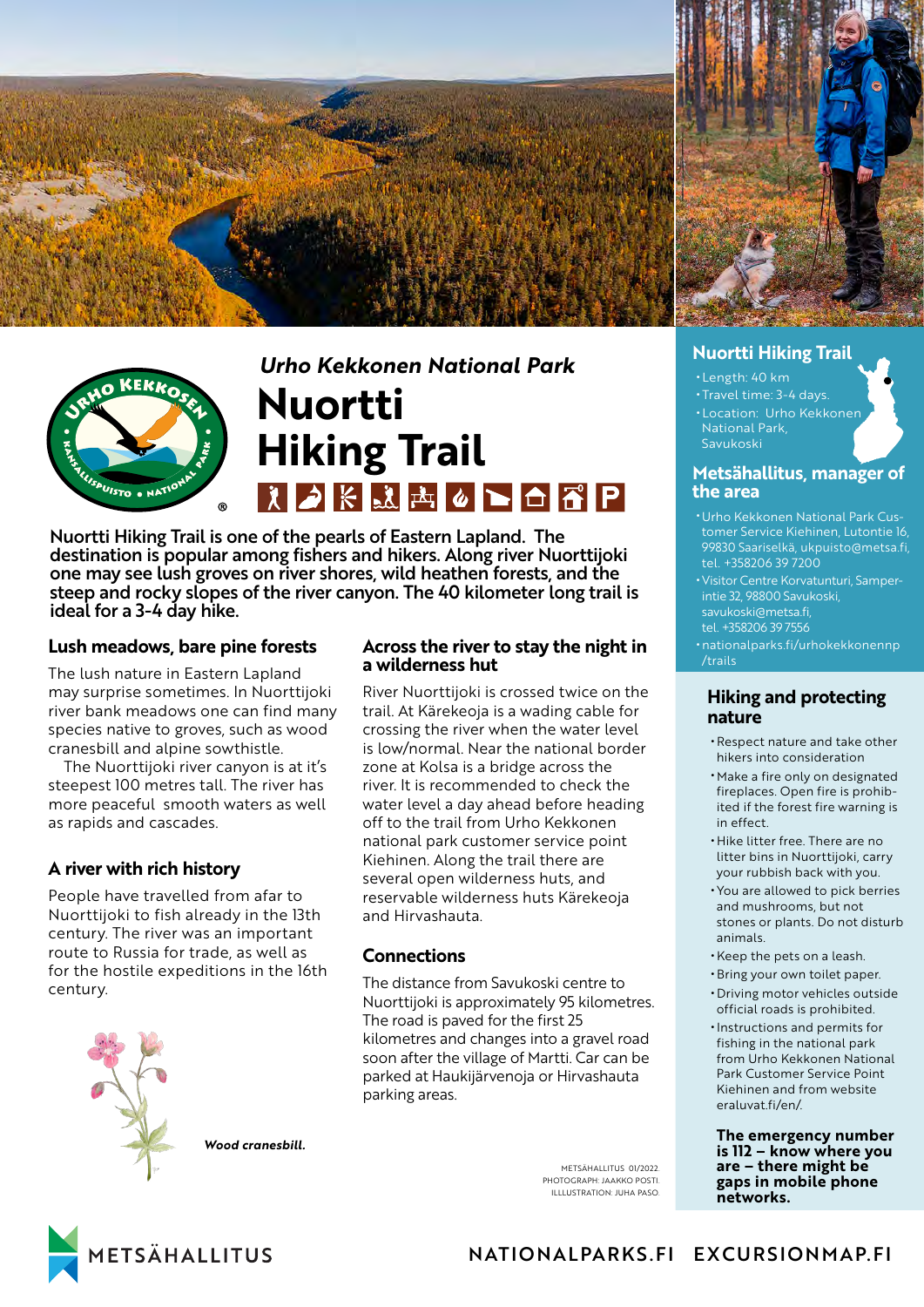*Urho Kekkonen National Park*

# Nuortti Hiking Trail

**Nuortti Hiking Trail is one of the pearls of Eastern Lapland. The destination is popular among fishers and hikers. Along river Nuorttijoki one may see lush groves on river shores, wild heathen forests, and the steep and rocky slopes of the river canyon. The 40 kilometer long trail is ideal for a 3-4 day hike.**

## Lush meadows, bare pine forests

The lush nature in Eastern Lapland may surprise sometimes. In Nuorttijoki river bank meadows one can find many species native to groves, such as wood cranesbill and alpine sowthistle.

The Nuorttijoki river canyon is at it's steepest 100 metres tall. The river has more peaceful smooth waters as well as rapids and cascades.

## A river with rich history

People have travelled from afar to Nuorttijoki to fish already in the 13th century. The river was an important route to Russia for trade, as well as for the hostile expeditions in the 16th century.

***Wood cranesbill.***

## Across the river to stay the night in a wilderness hut

River Nuorttijoki is crossed twice on the trail. At Kärekeoja is a wading cable for crossing the river when the water level is low/normal. Near the national border zone at Kolsa is a bridge across the river. It is recommended to check the water level a day ahead before heading off to the trail from Urho Kekkonen national park customer service point Kiehinen. Along the trail there are several open wilderness huts, and reservable wilderness huts Kärekeoja and Hirvashauta.

## Connections

The distance from Savukoski centre to Nuorttijoki is approximately 95 kilometres. The road is paved for the first 25 kilometres and changes into a gravel road soon after the village of Martti. Car can be parked at Haukijärvenoja or Hirvashauta parking areas.

METSÄHALLITUS 01/2022.
PHOTOGRAPH: JAAKKO POSTI.
ILLLUSTRATION: JUHA PASO.

## Nuortti Hiking Trail

- Length: 40 km
- Travel time: 3-4 days.
- Location: Urho Kekkonen National Park, Savukoski

## Metsähallitus, manager of the area

- Urho Kekkonen National Park Customer Service Kiehinen, Lutontie 16, 99830 Saariselkä, ukpuisto@metsa.fi, tel. +358206 39 7200
- Visitor Centre Korvatunturi, Samperintie 32, 98800 Savukoski, savukoski@metsa.fi, tel. +358206 39 7556
- nationalparks.fi/urhokekkonennp/trails

## Hiking and protecting nature

- Respect nature and take other hikers into consideration
- Make a fire only on designated fireplaces. Open fire is prohibited if the forest fire warning is in effect.
- Hike litter free. There are no litter bins in Nuorttijoki, carry your rubbish back with you.
- You are allowed to pick berries and mushrooms, but not stones or plants. Do not disturb animals.
- Keep the pets on a leash.
- Bring your own toilet paper.
- Driving motor vehicles outside official roads is prohibited.
- Instructions and permits for fishing in the national park from Urho Kekkonen National Park Customer Service Point Kiehinen and from website eraluvat.fi/en/.

**The emergency number is 112 – know where you are – there might be gaps in mobile phone networks.**

METSÄHALLITUS

NATIONALPARKS.FI EXCURSIONMAP.FI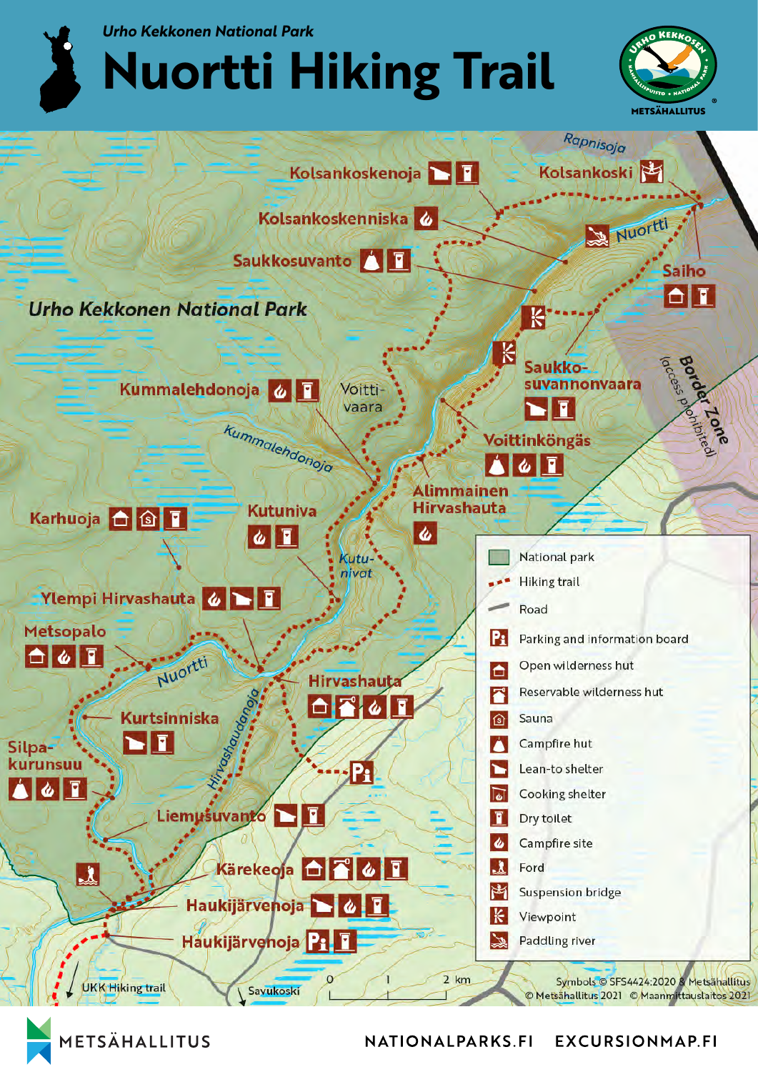Urho Kekkonen National Park

# Nuortti Hiking Trail

Urho Kekkonen National Park

Rapnisoja

Kolsankoskenoja

Kolsankoski

Kolsankoskenniska

Nuortti

Saukkosuvanto

Saiho

Saukkosuvannonvaara

Border Zone (access prohibited)

Kummalehdonoja

Voittivaara

Kummalehdonoja

Voittinköngäs

Alimmainen Hirvashauta

Karhuoja

Kutuniva

Kutunivat

Ylempi Hirvashauta

Metsopalo

Nuortti

Hirvashauta

Kurtsinniska

Hirvashaudanoja

Silpakurunsuu

Liemusuvanto

Kärekeoja

Haukijärvenoja

Haukijärvenoja

UKK Hiking trail

Savukoski

0 1 2 km

- National park
- Hiking trail
- Road
- Parking and information board
- Open wilderness hut
- Reservable wilderness hut
- Sauna
- Campfire hut
- Lean-to shelter
- Cooking shelter
- Dry toilet
- Campfire site
- Ford
- Suspension bridge
- Viewpoint
- Paddling river

Symbols © SFS4424:2020 & Metsähallitus

© Metsähallitus 2021 © Maanmittauslaitos 2021

METSÄHALLITUS

NATIONALPARKS.FI EXCURSIONMAP.FI